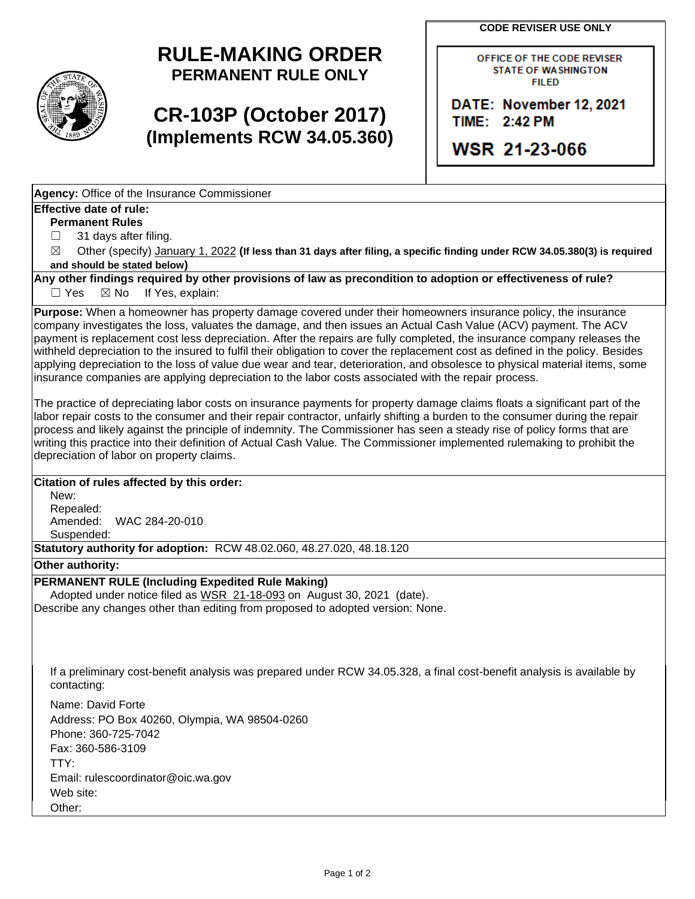# RULE-MAKING ORDER

## PERMANENT RULE ONLY

## CR-103P (October 2017)
## (Implements RCW 34.05.360)

**CODE REVISER USE ONLY**

OFFICE OF THE CODE REVISER
STATE OF WASHINGTON
FILED

DATE: November 12, 2021
TIME: 2:42 PM

WSR 21-23-066

**Agency:** Office of the Insurance Commissioner

**Effective date of rule:**

**Permanent Rules**

☐ 31 days after filing.

☒ Other (specify) January 1, 2022 **(If less than 31 days after filing, a specific finding under RCW 34.05.380(3) is required and should be stated below)**

**Any other findings required by other provisions of law as precondition to adoption or effectiveness of rule?**

☐ Yes ☒ No If Yes, explain:

**Purpose:** When a homeowner has property damage covered under their homeowners insurance policy, the insurance company investigates the loss, valuates the damage, and then issues an Actual Cash Value (ACV) payment. The ACV payment is replacement cost less depreciation. After the repairs are fully completed, the insurance company releases the withheld depreciation to the insured to fulfil their obligation to cover the replacement cost as defined in the policy. Besides applying depreciation to the loss of value due wear and tear, deterioration, and obsolesce to physical material items, some insurance companies are applying depreciation to the labor costs associated with the repair process.

The practice of depreciating labor costs on insurance payments for property damage claims floats a significant part of the labor repair costs to the consumer and their repair contractor, unfairly shifting a burden to the consumer during the repair process and likely against the principle of indemnity. The Commissioner has seen a steady rise of policy forms that are writing this practice into their definition of Actual Cash Value. The Commissioner implemented rulemaking to prohibit the depreciation of labor on property claims.

**Citation of rules affected by this order:**

New:
Repealed:
Amended: WAC 284-20-010
Suspended:

**Statutory authority for adoption:** RCW 48.02.060, 48.27.020, 48.18.120

**Other authority:**

**PERMANENT RULE (Including Expedited Rule Making)**

Adopted under notice filed as WSR 21-18-093 on August 30, 2021 (date).

Describe any changes other than editing from proposed to adopted version: None.

If a preliminary cost-benefit analysis was prepared under RCW 34.05.328, a final cost-benefit analysis is available by contacting:

Name: David Forte
Address: PO Box 40260, Olympia, WA 98504-0260
Phone: 360-725-7042
Fax: 360-586-3109
TTY:
Email: rulescoordinator@oic.wa.gov
Web site:
Other: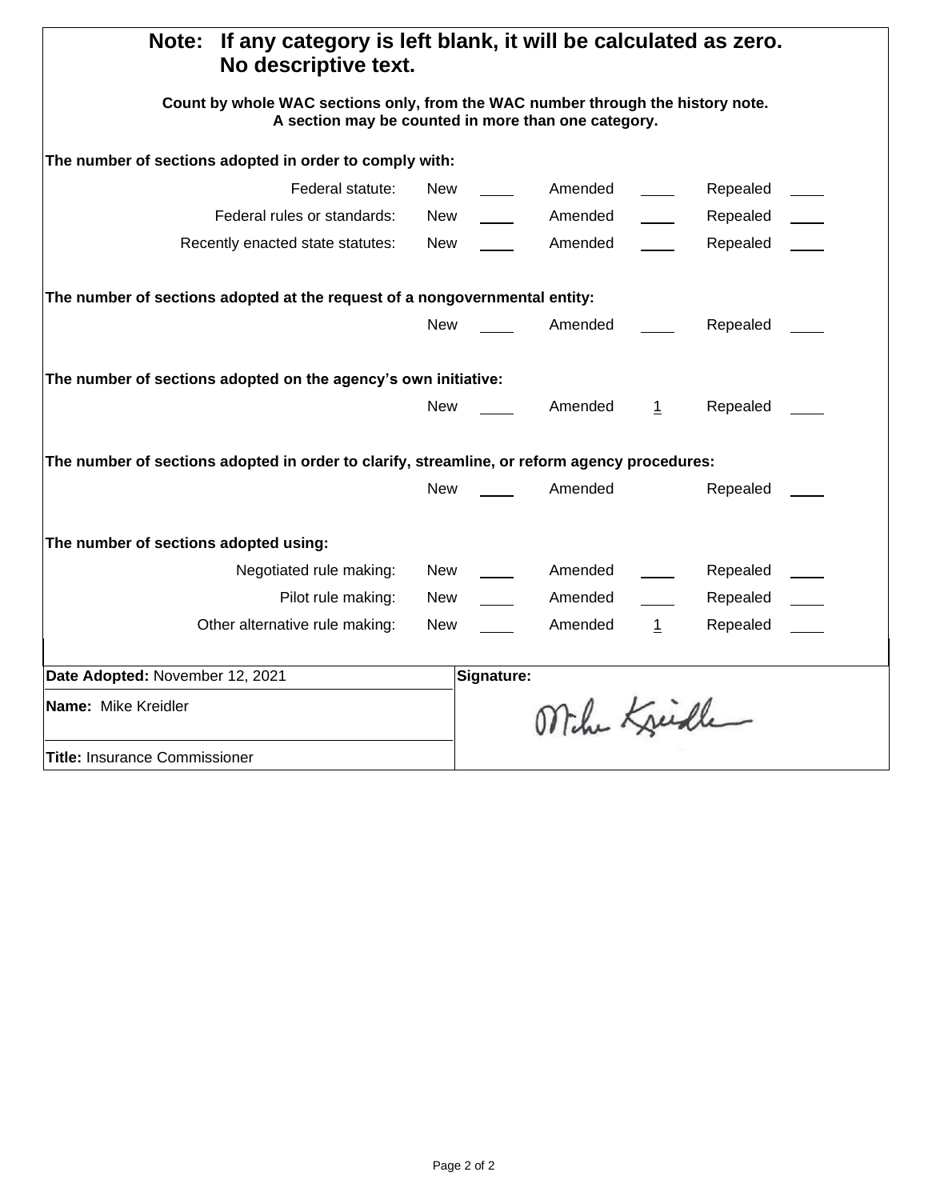**Note: If any category is left blank, it will be calculated as zero. No descriptive text.**

**Count by whole WAC sections only, from the WAC number through the history note. A section may be counted in more than one category.**

**The number of sections adopted in order to comply with:**

| | New | | Amended | | Repealed | |
|---|---|---|---|---|---|---|
| Federal statute: | New | ____ | Amended | ____ | Repealed | ____ |
| Federal rules or standards: | New | ____ | Amended | ____ | Repealed | ____ |
| Recently enacted state statutes: | New | ____ | Amended | ____ | Repealed | ____ |

**The number of sections adopted at the request of a nongovernmental entity:**

| New | | Amended | | Repealed | |
|---|---|---|---|---|---|
| New | ____ | Amended | ____ | Repealed | ____ |

**The number of sections adopted on the agency's own initiative:**

| New | | Amended | | Repealed | |
|---|---|---|---|---|---|
| New | ____ | Amended | 1 | Repealed | ____ |

**The number of sections adopted in order to clarify, streamline, or reform agency procedures:**

| New | | Amended | | Repealed | |
|---|---|---|---|---|---|
| New | ____ | Amended | | Repealed | ____ |

**The number of sections adopted using:**

| | New | | Amended | | Repealed | |
|---|---|---|---|---|---|---|
| Negotiated rule making: | New | ____ | Amended | ____ | Repealed | ____ |
| Pilot rule making: | New | ____ | Amended | ____ | Repealed | ____ |
| Other alternative rule making: | New | ____ | Amended | 1 | Repealed | ____ |

| | |
|---|---|
| **Date Adopted:** November 12, 2021 | **Signature:** |
| **Name:** Mike Kreidler | Mike Kreidler |
| **Title:** Insurance Commissioner | |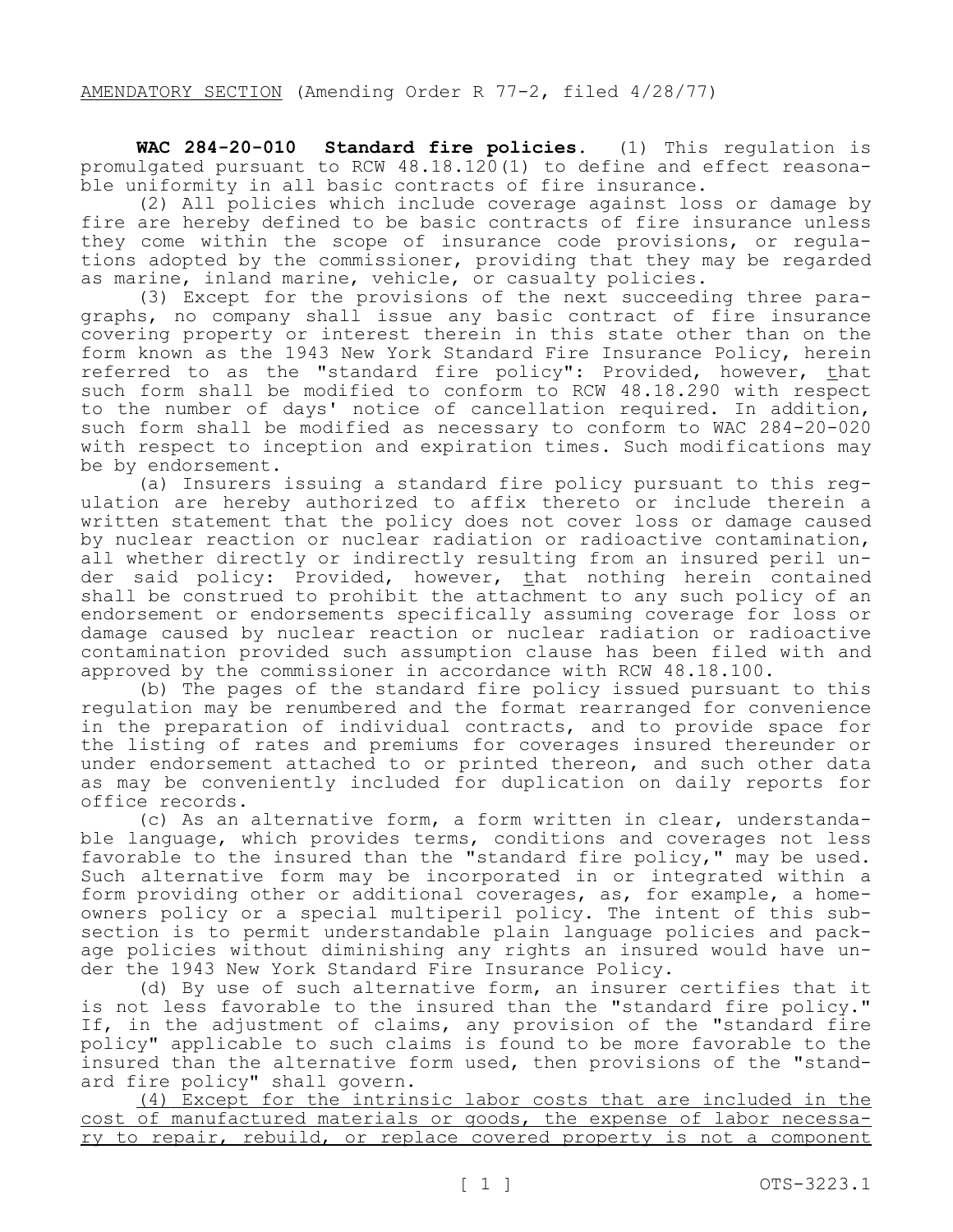AMENDATORY SECTION (Amending Order R 77-2, filed 4/28/77)

**WAC 284-20-010 Standard fire policies.** (1) This regulation is promulgated pursuant to RCW 48.18.120(1) to define and effect reasonable uniformity in all basic contracts of fire insurance.

(2) All policies which include coverage against loss or damage by fire are hereby defined to be basic contracts of fire insurance unless they come within the scope of insurance code provisions, or regulations adopted by the commissioner, providing that they may be regarded as marine, inland marine, vehicle, or casualty policies.

(3) Except for the provisions of the next succeeding three paragraphs, no company shall issue any basic contract of fire insurance covering property or interest therein in this state other than on the form known as the 1943 New York Standard Fire Insurance Policy, herein referred to as the "standard fire policy": Provided, however, that such form shall be modified to conform to RCW 48.18.290 with respect to the number of days' notice of cancellation required. In addition, such form shall be modified as necessary to conform to WAC 284-20-020 with respect to inception and expiration times. Such modifications may be by endorsement.

(a) Insurers issuing a standard fire policy pursuant to this regulation are hereby authorized to affix thereto or include therein a written statement that the policy does not cover loss or damage caused by nuclear reaction or nuclear radiation or radioactive contamination, all whether directly or indirectly resulting from an insured peril under said policy: Provided, however, that nothing herein contained shall be construed to prohibit the attachment to any such policy of an endorsement or endorsements specifically assuming coverage for loss or damage caused by nuclear reaction or nuclear radiation or radioactive contamination provided such assumption clause has been filed with and approved by the commissioner in accordance with RCW 48.18.100.

(b) The pages of the standard fire policy issued pursuant to this regulation may be renumbered and the format rearranged for convenience in the preparation of individual contracts, and to provide space for the listing of rates and premiums for coverages insured thereunder or under endorsement attached to or printed thereon, and such other data as may be conveniently included for duplication on daily reports for office records.

(c) As an alternative form, a form written in clear, understandable language, which provides terms, conditions and coverages not less favorable to the insured than the "standard fire policy," may be used. Such alternative form may be incorporated in or integrated within a form providing other or additional coverages, as, for example, a homeowners policy or a special multiperil policy. The intent of this subsection is to permit understandable plain language policies and package policies without diminishing any rights an insured would have under the 1943 New York Standard Fire Insurance Policy.

(d) By use of such alternative form, an insurer certifies that it is not less favorable to the insured than the "standard fire policy." If, in the adjustment of claims, any provision of the "standard fire policy" applicable to such claims is found to be more favorable to the insured than the alternative form used, then provisions of the "standard fire policy" shall govern.

<u>(4) Except for the intrinsic labor costs that are included in the cost of manufactured materials or goods, the expense of labor necessary to repair, rebuild, or replace covered property is not a component</u>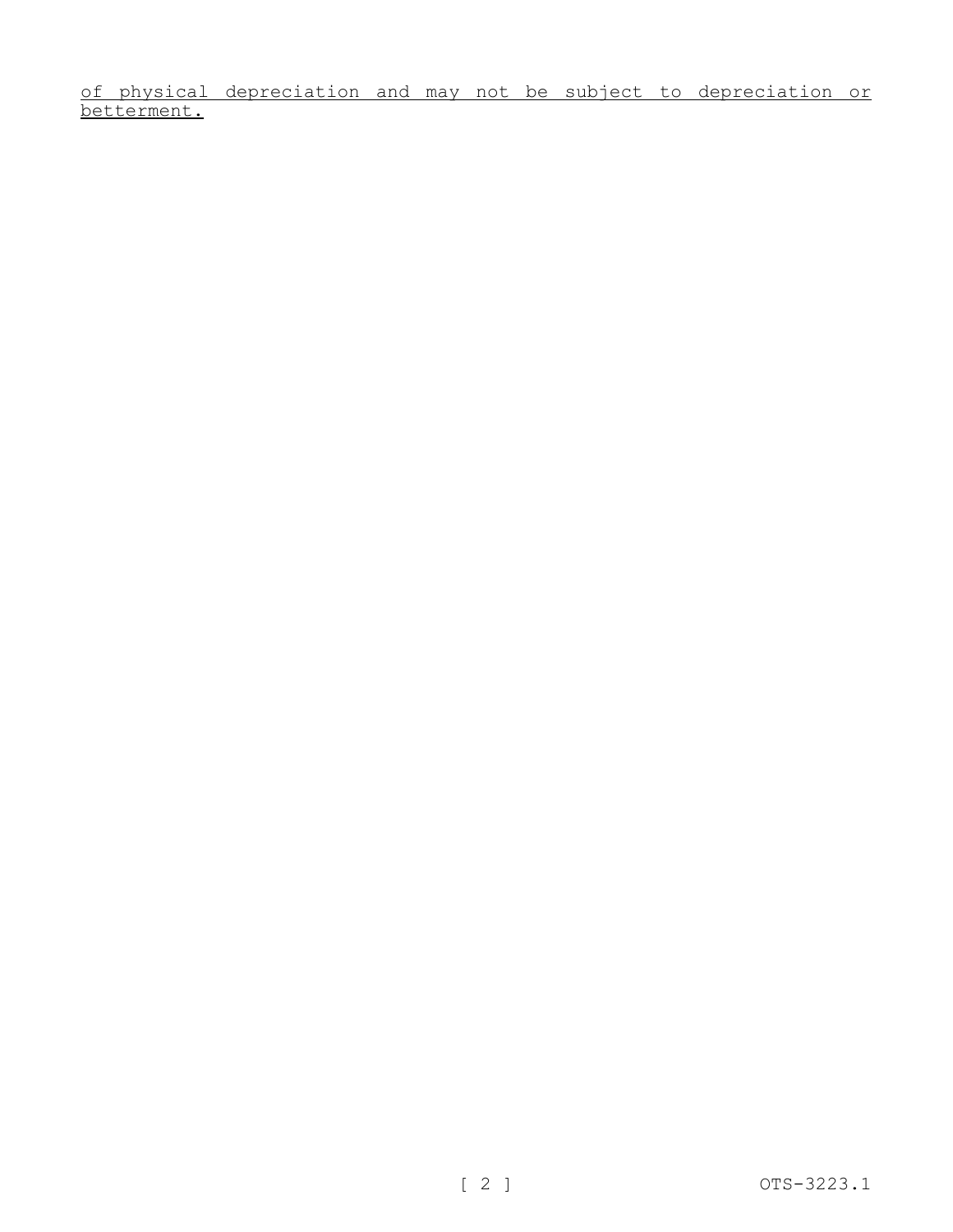<u>of physical depreciation and may not be subject to depreciation or betterment.</u>